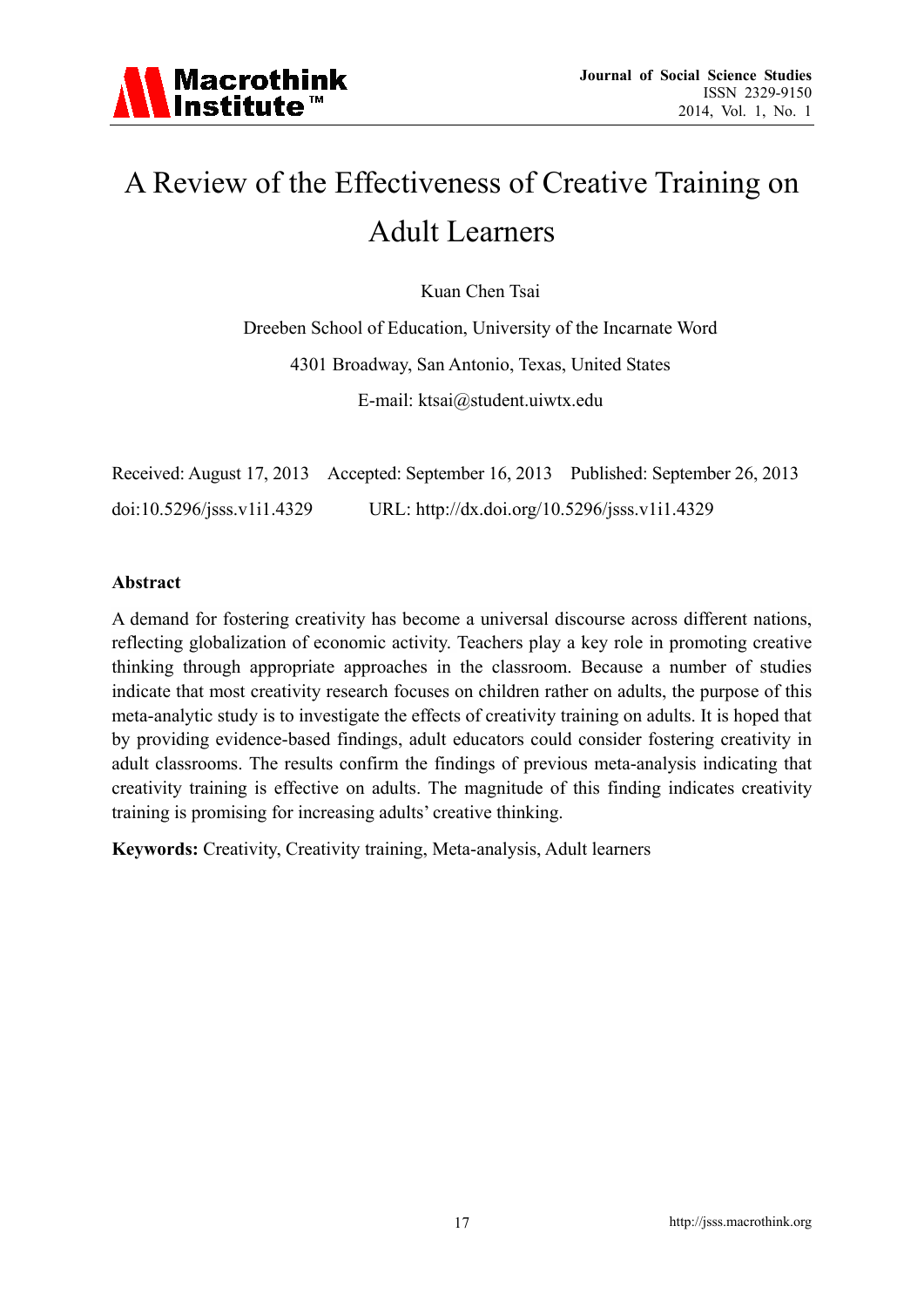# A Review of the Effectiveness of Creative Training on Adult Learners

Kuan Chen Tsai

Dreeben School of Education, University of the Incarnate Word

4301 Broadway, San Antonio, Texas, United States

E-mail: ktsai@student.uiwtx.edu

Received: August 17, 2013 Accepted: September 16, 2013 Published: September 26, 2013

doi:10.5296/jsss.v1i1.4329 URL: http://dx.doi.org/10.5296/jsss.v1i1.4329

## Abstract

A demand for fostering creativity has become a universal discourse across different nations, reflecting globalization of economic activity. Teachers play a key role in promoting creative thinking through appropriate approaches in the classroom. Because a number of studies indicate that most creativity research focuses on children rather on adults, the purpose of this meta-analytic study is to investigate the effects of creativity training on adults. It is hoped that by providing evidence-based findings, adult educators could consider fostering creativity in adult classrooms. The results confirm the findings of previous meta-analysis indicating that creativity training is effective on adults. The magnitude of this finding indicates creativity training is promising for increasing adults' creative thinking.

**Keywords:** Creativity, Creativity training, Meta-analysis, Adult learners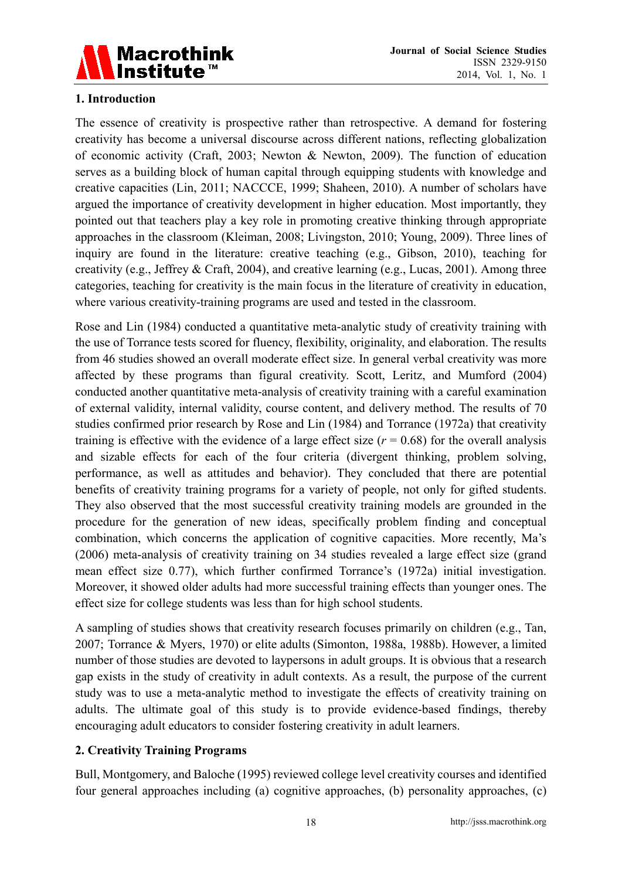## 1. Introduction

The essence of creativity is prospective rather than retrospective. A demand for fostering creativity has become a universal discourse across different nations, reflecting globalization of economic activity (Craft, 2003; Newton & Newton, 2009). The function of education serves as a building block of human capital through equipping students with knowledge and creative capacities (Lin, 2011; NACCCE, 1999; Shaheen, 2010). A number of scholars have argued the importance of creativity development in higher education. Most importantly, they pointed out that teachers play a key role in promoting creative thinking through appropriate approaches in the classroom (Kleiman, 2008; Livingston, 2010; Young, 2009). Three lines of inquiry are found in the literature: creative teaching (e.g., Gibson, 2010), teaching for creativity (e.g., Jeffrey & Craft, 2004), and creative learning (e.g., Lucas, 2001). Among three categories, teaching for creativity is the main focus in the literature of creativity in education, where various creativity-training programs are used and tested in the classroom.

Rose and Lin (1984) conducted a quantitative meta-analytic study of creativity training with the use of Torrance tests scored for fluency, flexibility, originality, and elaboration. The results from 46 studies showed an overall moderate effect size. In general verbal creativity was more affected by these programs than figural creativity. Scott, Leritz, and Mumford (2004) conducted another quantitative meta-analysis of creativity training with a careful examination of external validity, internal validity, course content, and delivery method. The results of 70 studies confirmed prior research by Rose and Lin (1984) and Torrance (1972a) that creativity training is effective with the evidence of a large effect size ($r = 0.68$) for the overall analysis and sizable effects for each of the four criteria (divergent thinking, problem solving, performance, as well as attitudes and behavior). They concluded that there are potential benefits of creativity training programs for a variety of people, not only for gifted students. They also observed that the most successful creativity training models are grounded in the procedure for the generation of new ideas, specifically problem finding and conceptual combination, which concerns the application of cognitive capacities. More recently, Ma's (2006) meta-analysis of creativity training on 34 studies revealed a large effect size (grand mean effect size 0.77), which further confirmed Torrance's (1972a) initial investigation. Moreover, it showed older adults had more successful training effects than younger ones. The effect size for college students was less than for high school students.

A sampling of studies shows that creativity research focuses primarily on children (e.g., Tan, 2007; Torrance & Myers, 1970) or elite adults (Simonton, 1988a, 1988b). However, a limited number of those studies are devoted to laypersons in adult groups. It is obvious that a research gap exists in the study of creativity in adult contexts. As a result, the purpose of the current study was to use a meta-analytic method to investigate the effects of creativity training on adults. The ultimate goal of this study is to provide evidence-based findings, thereby encouraging adult educators to consider fostering creativity in adult learners.

## 2. Creativity Training Programs

Bull, Montgomery, and Baloche (1995) reviewed college level creativity courses and identified four general approaches including (a) cognitive approaches, (b) personality approaches, (c)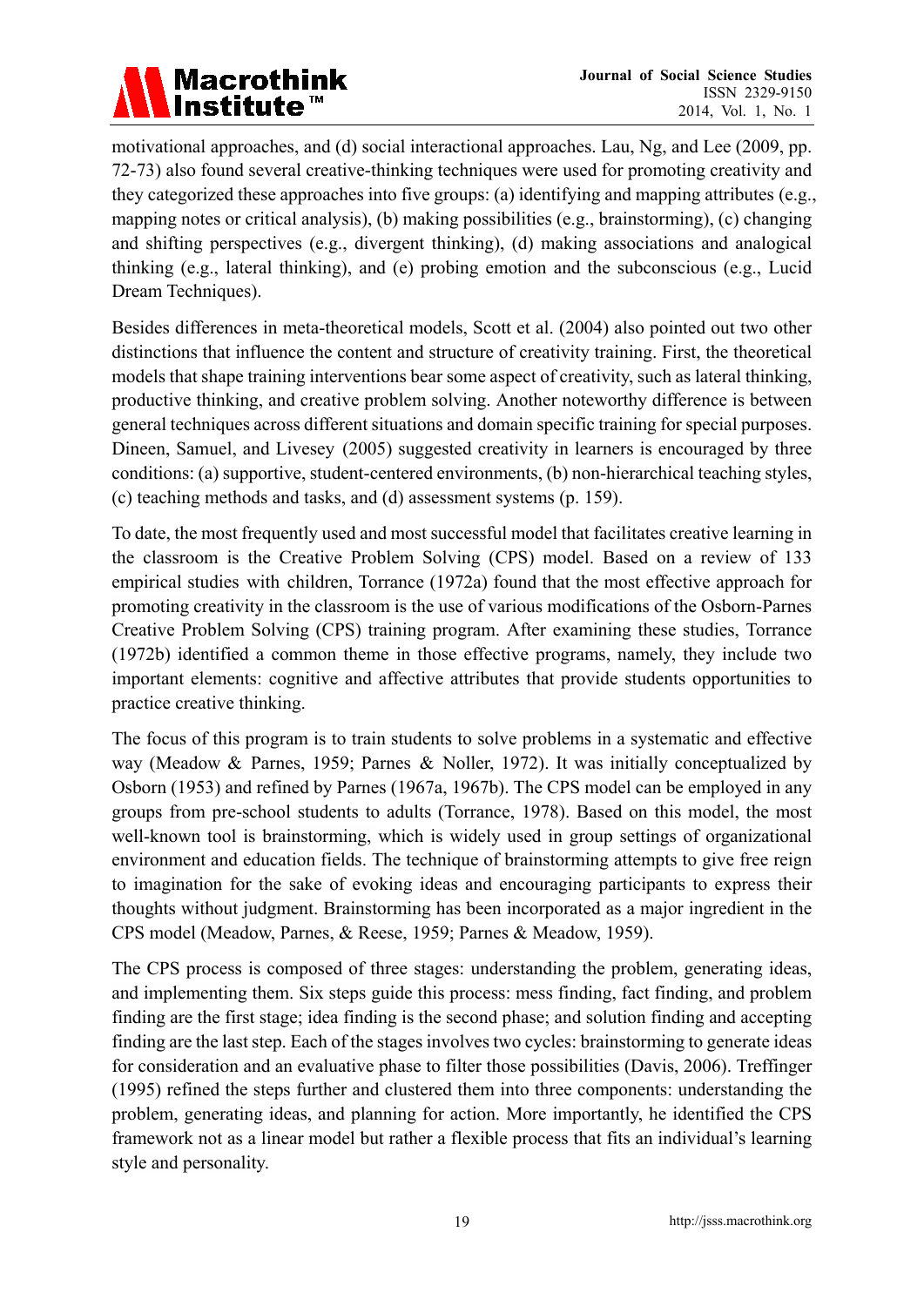motivational approaches, and (d) social interactional approaches. Lau, Ng, and Lee (2009, pp. 72-73) also found several creative-thinking techniques were used for promoting creativity and they categorized these approaches into five groups: (a) identifying and mapping attributes (e.g., mapping notes or critical analysis), (b) making possibilities (e.g., brainstorming), (c) changing and shifting perspectives (e.g., divergent thinking), (d) making associations and analogical thinking (e.g., lateral thinking), and (e) probing emotion and the subconscious (e.g., Lucid Dream Techniques).

Besides differences in meta-theoretical models, Scott et al. (2004) also pointed out two other distinctions that influence the content and structure of creativity training. First, the theoretical models that shape training interventions bear some aspect of creativity, such as lateral thinking, productive thinking, and creative problem solving. Another noteworthy difference is between general techniques across different situations and domain specific training for special purposes. Dineen, Samuel, and Livesey (2005) suggested creativity in learners is encouraged by three conditions: (a) supportive, student-centered environments, (b) non-hierarchical teaching styles, (c) teaching methods and tasks, and (d) assessment systems (p. 159).

To date, the most frequently used and most successful model that facilitates creative learning in the classroom is the Creative Problem Solving (CPS) model. Based on a review of 133 empirical studies with children, Torrance (1972a) found that the most effective approach for promoting creativity in the classroom is the use of various modifications of the Osborn-Parnes Creative Problem Solving (CPS) training program. After examining these studies, Torrance (1972b) identified a common theme in those effective programs, namely, they include two important elements: cognitive and affective attributes that provide students opportunities to practice creative thinking.

The focus of this program is to train students to solve problems in a systematic and effective way (Meadow & Parnes, 1959; Parnes & Noller, 1972). It was initially conceptualized by Osborn (1953) and refined by Parnes (1967a, 1967b). The CPS model can be employed in any groups from pre-school students to adults (Torrance, 1978). Based on this model, the most well-known tool is brainstorming, which is widely used in group settings of organizational environment and education fields. The technique of brainstorming attempts to give free reign to imagination for the sake of evoking ideas and encouraging participants to express their thoughts without judgment. Brainstorming has been incorporated as a major ingredient in the CPS model (Meadow, Parnes, & Reese, 1959; Parnes & Meadow, 1959).

The CPS process is composed of three stages: understanding the problem, generating ideas, and implementing them. Six steps guide this process: mess finding, fact finding, and problem finding are the first stage; idea finding is the second phase; and solution finding and accepting finding are the last step. Each of the stages involves two cycles: brainstorming to generate ideas for consideration and an evaluative phase to filter those possibilities (Davis, 2006). Treffinger (1995) refined the steps further and clustered them into three components: understanding the problem, generating ideas, and planning for action. More importantly, he identified the CPS framework not as a linear model but rather a flexible process that fits an individual's learning style and personality.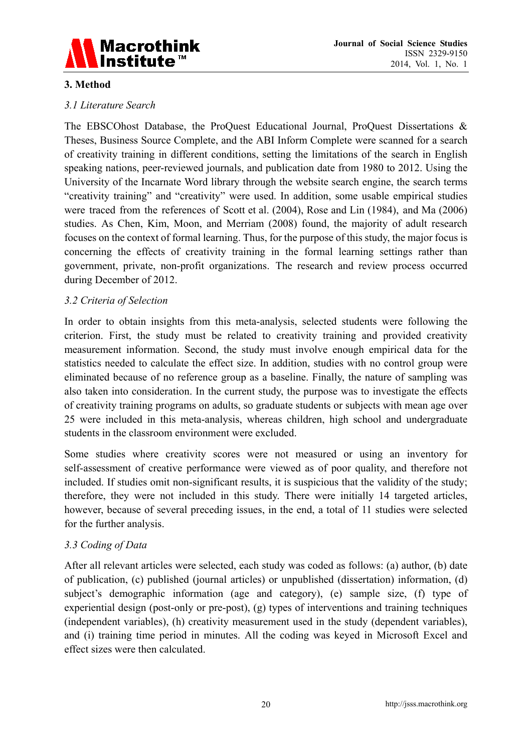## 3. Method

### *3.1 Literature Search*

The EBSCOhost Database, the ProQuest Educational Journal, ProQuest Dissertations & Theses, Business Source Complete, and the ABI Inform Complete were scanned for a search of creativity training in different conditions, setting the limitations of the search in English speaking nations, peer-reviewed journals, and publication date from 1980 to 2012. Using the University of the Incarnate Word library through the website search engine, the search terms "creativity training" and "creativity" were used. In addition, some usable empirical studies were traced from the references of Scott et al. (2004), Rose and Lin (1984), and Ma (2006) studies. As Chen, Kim, Moon, and Merriam (2008) found, the majority of adult research focuses on the context of formal learning. Thus, for the purpose of this study, the major focus is concerning the effects of creativity training in the formal learning settings rather than government, private, non-profit organizations. The research and review process occurred during December of 2012.

### *3.2 Criteria of Selection*

In order to obtain insights from this meta-analysis, selected students were following the criterion. First, the study must be related to creativity training and provided creativity measurement information. Second, the study must involve enough empirical data for the statistics needed to calculate the effect size. In addition, studies with no control group were eliminated because of no reference group as a baseline. Finally, the nature of sampling was also taken into consideration. In the current study, the purpose was to investigate the effects of creativity training programs on adults, so graduate students or subjects with mean age over 25 were included in this meta-analysis, whereas children, high school and undergraduate students in the classroom environment were excluded.

Some studies where creativity scores were not measured or using an inventory for self-assessment of creative performance were viewed as of poor quality, and therefore not included. If studies omit non-significant results, it is suspicious that the validity of the study; therefore, they were not included in this study. There were initially 14 targeted articles, however, because of several preceding issues, in the end, a total of 11 studies were selected for the further analysis.

### *3.3 Coding of Data*

After all relevant articles were selected, each study was coded as follows: (a) author, (b) date of publication, (c) published (journal articles) or unpublished (dissertation) information, (d) subject's demographic information (age and category), (e) sample size, (f) type of experiential design (post-only or pre-post), (g) types of interventions and training techniques (independent variables), (h) creativity measurement used in the study (dependent variables), and (i) training time period in minutes. All the coding was keyed in Microsoft Excel and effect sizes were then calculated.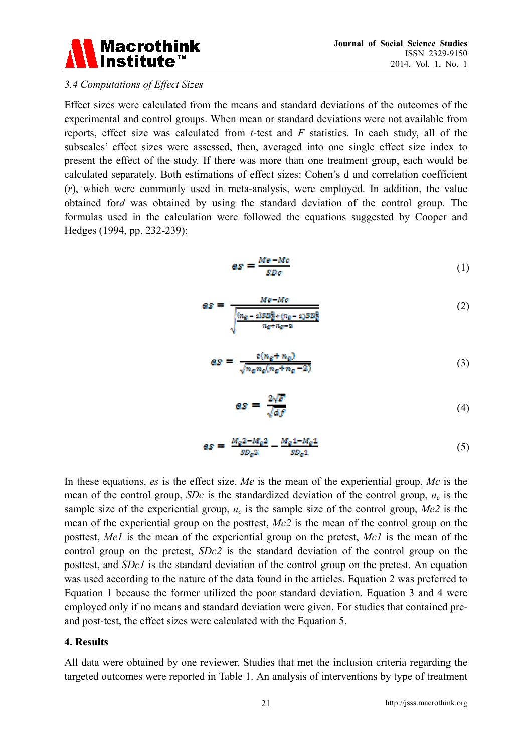### 3.4 Computations of Effect Sizes

Effect sizes were calculated from the means and standard deviations of the outcomes of the experimental and control groups. When mean or standard deviations were not available from reports, effect size was calculated from *t*-test and *F* statistics. In each study, all of the subscales' effect sizes were assessed, then, averaged into one single effect size index to present the effect of the study. If there was more than one treatment group, each would be calculated separately. Both estimations of effect sizes: Cohen's d and correlation coefficient (*r*), which were commonly used in meta-analysis, were employed. In addition, the value obtained for*d* was obtained by using the standard deviation of the control group. The formulas used in the calculation were followed the equations suggested by Cooper and Hedges (1994, pp. 232-239):

$$es = \frac{Me - Mc}{SDc} \tag{1}$$

$$es = \frac{Me - Mc}{\sqrt{\frac{(n_e - 1)SD_e^2 + (n_c - 1)SD_c^2}{n_e + n_c - 2}}} \tag{2}$$

$$es = \frac{t(n_e + n_c)}{\sqrt{n_e n_c (n_e + n_c - 2)}} \tag{3}$$

$$es = \frac{2\sqrt{F}}{\sqrt{df}} \tag{4}$$

$$es = \frac{M_e2 - M_c2}{SD_c2} - \frac{M_e1 - M_c1}{SD_c1} \tag{5}$$

In these equations, *es* is the effect size, *Me* is the mean of the experiential group, *Mc* is the mean of the control group, *SDc* is the standardized deviation of the control group, $n_e$ is the sample size of the experiential group, $n_c$ is the sample size of the control group, *Me2* is the mean of the experiential group on the posttest, *Mc2* is the mean of the control group on the posttest, *Me1* is the mean of the experiential group on the pretest, *Mc1* is the mean of the control group on the pretest, *SDc2* is the standard deviation of the control group on the posttest, and *SDc1* is the standard deviation of the control group on the pretest. An equation was used according to the nature of the data found in the articles. Equation 2 was preferred to Equation 1 because the former utilized the poor standard deviation. Equation 3 and 4 were employed only if no means and standard deviation were given. For studies that contained pre- and post-test, the effect sizes were calculated with the Equation 5.

## 4. Results

All data were obtained by one reviewer. Studies that met the inclusion criteria regarding the targeted outcomes were reported in Table 1. An analysis of interventions by type of treatment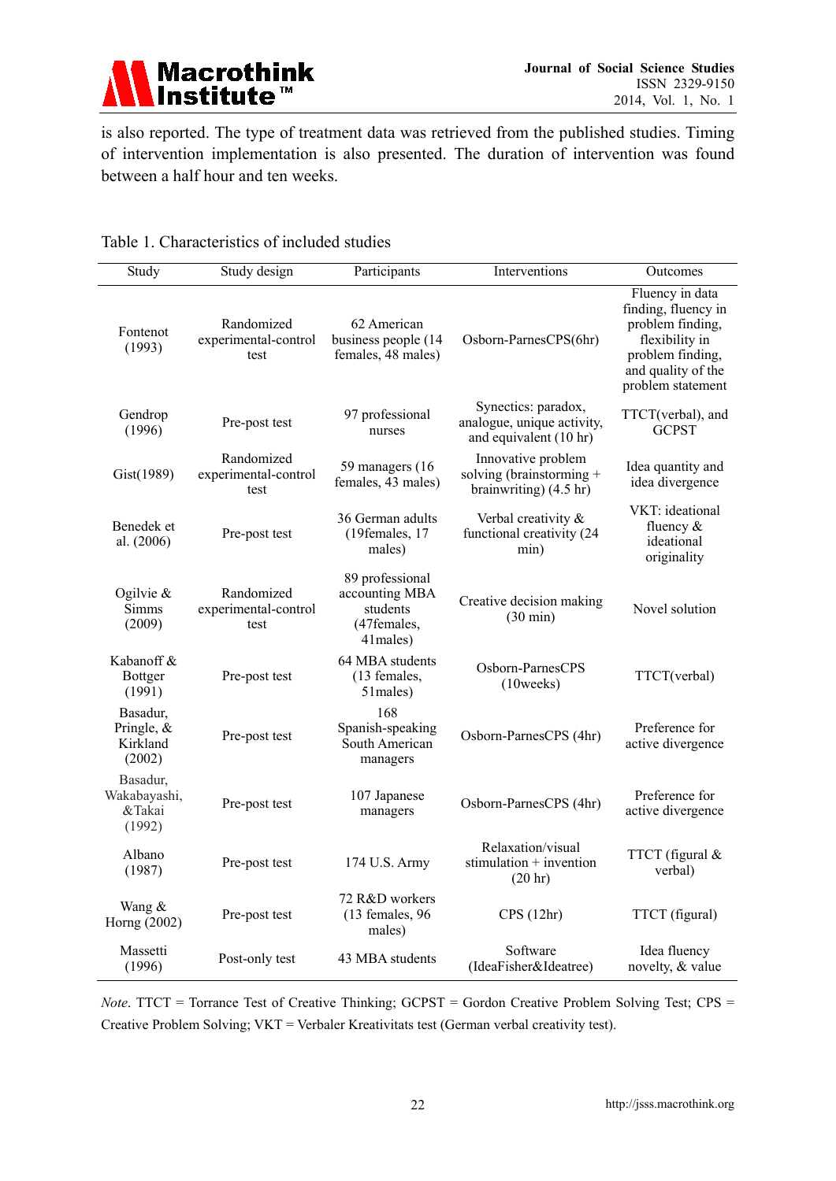is also reported. The type of treatment data was retrieved from the published studies. Timing of intervention implementation is also presented. The duration of intervention was found between a half hour and ten weeks.

Table 1. Characteristics of included studies

| Study | Study design | Participants | Interventions | Outcomes |
|---|---|---|---|---|
| Fontenot (1993) | Randomized experimental-control test | 62 American business people (14 females, 48 males) | Osborn-ParnesCPS(6hr) | Fluency in data finding, fluency in problem finding, flexibility in problem finding, and quality of the problem statement |
| Gendrop (1996) | Pre-post test | 97 professional nurses | Synectics: paradox, analogue, unique activity, and equivalent (10 hr) | TTCT(verbal), and GCPST |
| Gist(1989) | Randomized experimental-control test | 59 managers (16 females, 43 males) | Innovative problem solving (brainstorming + brainwriting) (4.5 hr) | Idea quantity and idea divergence |
| Benedek et al. (2006) | Pre-post test | 36 German adults (19females, 17 males) | Verbal creativity & functional creativity (24 min) | VKT: ideational fluency & ideational originality |
| Ogilvie & Simms (2009) | Randomized experimental-control test | 89 professional accounting MBA students (47females, 41males) | Creative decision making (30 min) | Novel solution |
| Kabanoff & Bottger (1991) | Pre-post test | 64 MBA students (13 females, 51males) | Osborn-ParnesCPS (10weeks) | TTCT(verbal) |
| Basadur, Pringle, & Kirkland (2002) | Pre-post test | 168 Spanish-speaking South American managers | Osborn-ParnesCPS (4hr) | Preference for active divergence |
| Basadur, Wakabayashi, &Takai (1992) | Pre-post test | 107 Japanese managers | Osborn-ParnesCPS (4hr) | Preference for active divergence |
| Albano (1987) | Pre-post test | 174 U.S. Army | Relaxation/visual stimulation + invention (20 hr) | TTCT (figural & verbal) |
| Wang & Horng (2002) | Pre-post test | 72 R&D workers (13 females, 96 males) | CPS (12hr) | TTCT (figural) |
| Massetti (1996) | Post-only test | 43 MBA students | Software (IdeaFisher&Ideatree) | Idea fluency novelty, & value |

*Note*. TTCT = Torrance Test of Creative Thinking; GCPST = Gordon Creative Problem Solving Test; CPS = Creative Problem Solving; VKT = Verbaler Kreativitats test (German verbal creativity test).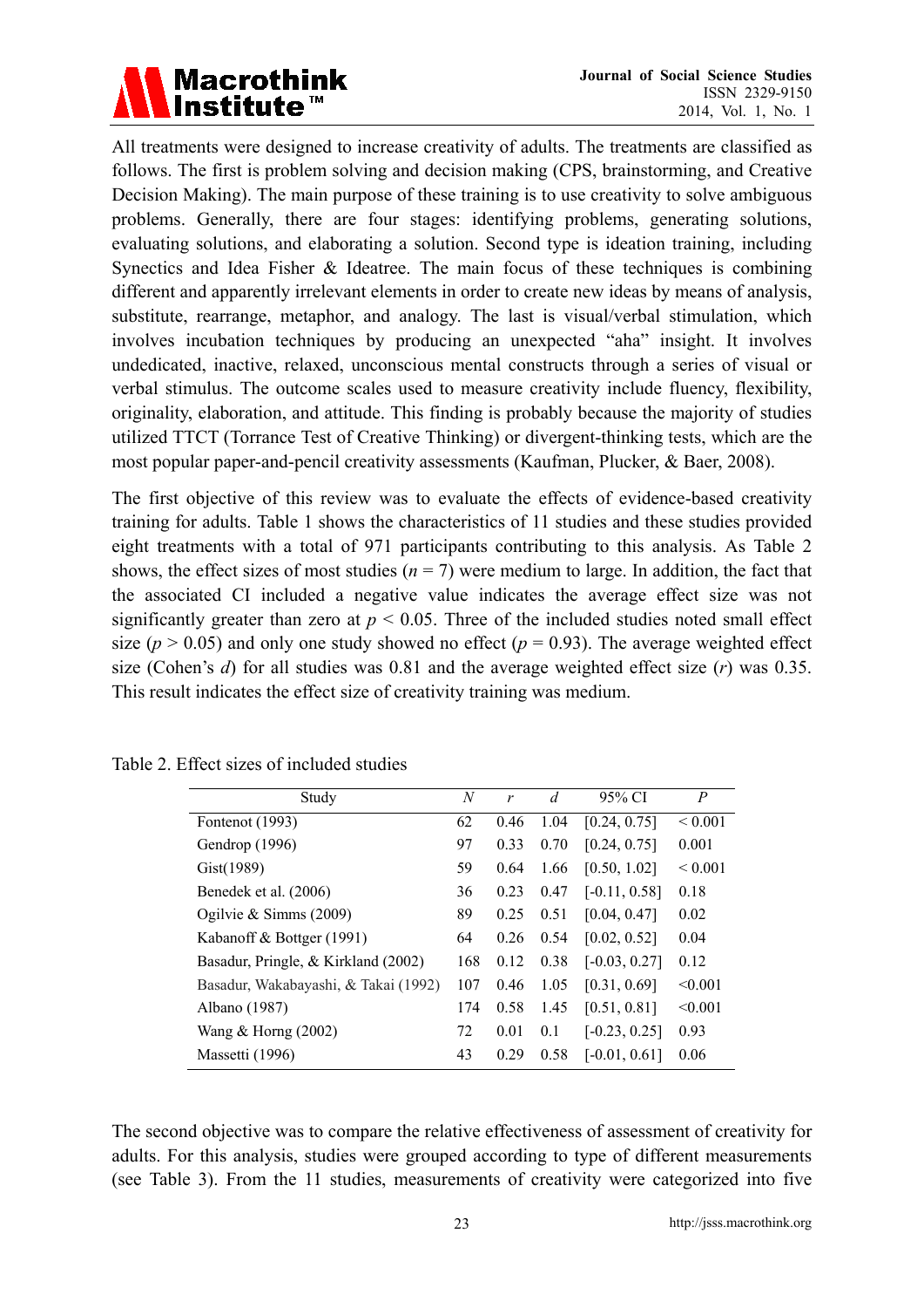All treatments were designed to increase creativity of adults. The treatments are classified as follows. The first is problem solving and decision making (CPS, brainstorming, and Creative Decision Making). The main purpose of these training is to use creativity to solve ambiguous problems. Generally, there are four stages: identifying problems, generating solutions, evaluating solutions, and elaborating a solution. Second type is ideation training, including Synectics and Idea Fisher & Ideatree. The main focus of these techniques is combining different and apparently irrelevant elements in order to create new ideas by means of analysis, substitute, rearrange, metaphor, and analogy. The last is visual/verbal stimulation, which involves incubation techniques by producing an unexpected "aha" insight. It involves undedicated, inactive, relaxed, unconscious mental constructs through a series of visual or verbal stimulus. The outcome scales used to measure creativity include fluency, flexibility, originality, elaboration, and attitude. This finding is probably because the majority of studies utilized TTCT (Torrance Test of Creative Thinking) or divergent-thinking tests, which are the most popular paper-and-pencil creativity assessments (Kaufman, Plucker, & Baer, 2008).

The first objective of this review was to evaluate the effects of evidence-based creativity training for adults. Table 1 shows the characteristics of 11 studies and these studies provided eight treatments with a total of 971 participants contributing to this analysis. As Table 2 shows, the effect sizes of most studies ($n = 7$) were medium to large. In addition, the fact that the associated CI included a negative value indicates the average effect size was not significantly greater than zero at $p < 0.05$. Three of the included studies noted small effect size ($p > 0.05$) and only one study showed no effect ($p = 0.93$). The average weighted effect size (Cohen's $d$) for all studies was 0.81 and the average weighted effect size ($r$) was 0.35. This result indicates the effect size of creativity training was medium.

Table 2. Effect sizes of included studies

| Study | $N$ | $r$ | $d$ | 95% CI | $P$ |
|---|---|---|---|---|---|
| Fontenot (1993) | 62 | 0.46 | 1.04 | [0.24, 0.75] | < 0.001 |
| Gendrop (1996) | 97 | 0.33 | 0.70 | [0.24, 0.75] | 0.001 |
| Gist(1989) | 59 | 0.64 | 1.66 | [0.50, 1.02] | < 0.001 |
| Benedek et al. (2006) | 36 | 0.23 | 0.47 | [-0.11, 0.58] | 0.18 |
| Ogilvie & Simms (2009) | 89 | 0.25 | 0.51 | [0.04, 0.47] | 0.02 |
| Kabanoff & Bottger (1991) | 64 | 0.26 | 0.54 | [0.02, 0.52] | 0.04 |
| Basadur, Pringle, & Kirkland (2002) | 168 | 0.12 | 0.38 | [-0.03, 0.27] | 0.12 |
| Basadur, Wakabayashi, & Takai (1992) | 107 | 0.46 | 1.05 | [0.31, 0.69] | <0.001 |
| Albano (1987) | 174 | 0.58 | 1.45 | [0.51, 0.81] | <0.001 |
| Wang & Horng (2002) | 72 | 0.01 | 0.1 | [-0.23, 0.25] | 0.93 |
| Massetti (1996) | 43 | 0.29 | 0.58 | [-0.01, 0.61] | 0.06 |

The second objective was to compare the relative effectiveness of assessment of creativity for adults. For this analysis, studies were grouped according to type of different measurements (see Table 3). From the 11 studies, measurements of creativity were categorized into five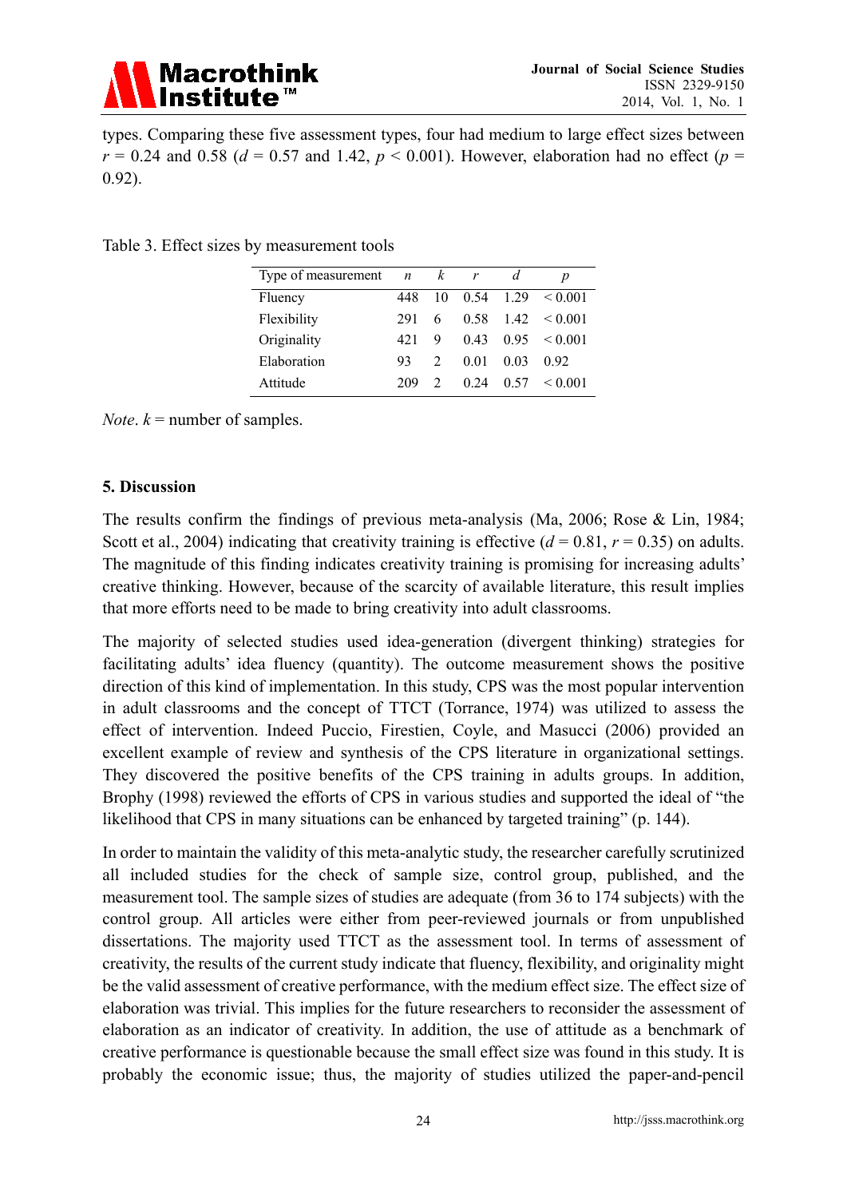types. Comparing these five assessment types, four had medium to large effect sizes between $r = 0.24$ and $0.58$ ($d = 0.57$ and $1.42$, $p < 0.001$). However, elaboration had no effect ($p = 0.92$).

Table 3. Effect sizes by measurement tools

| Type of measurement | $n$ | $k$ | $r$ | $d$ | $p$ |
|---|---|---|---|---|---|
| Fluency | 448 | 10 | 0.54 | 1.29 | < 0.001 |
| Flexibility | 291 | 6 | 0.58 | 1.42 | < 0.001 |
| Originality | 421 | 9 | 0.43 | 0.95 | < 0.001 |
| Elaboration | 93 | 2 | 0.01 | 0.03 | 0.92 |
| Attitude | 209 | 2 | 0.24 | 0.57 | < 0.001 |

*Note*. $k$ = number of samples.

## 5. Discussion

The results confirm the findings of previous meta-analysis (Ma, 2006; Rose & Lin, 1984; Scott et al., 2004) indicating that creativity training is effective ($d = 0.81$, $r = 0.35$) on adults. The magnitude of this finding indicates creativity training is promising for increasing adults' creative thinking. However, because of the scarcity of available literature, this result implies that more efforts need to be made to bring creativity into adult classrooms.

The majority of selected studies used idea-generation (divergent thinking) strategies for facilitating adults' idea fluency (quantity). The outcome measurement shows the positive direction of this kind of implementation. In this study, CPS was the most popular intervention in adult classrooms and the concept of TTCT (Torrance, 1974) was utilized to assess the effect of intervention. Indeed Puccio, Firestien, Coyle, and Masucci (2006) provided an excellent example of review and synthesis of the CPS literature in organizational settings. They discovered the positive benefits of the CPS training in adults groups. In addition, Brophy (1998) reviewed the efforts of CPS in various studies and supported the ideal of "the likelihood that CPS in many situations can be enhanced by targeted training" (p. 144).

In order to maintain the validity of this meta-analytic study, the researcher carefully scrutinized all included studies for the check of sample size, control group, published, and the measurement tool. The sample sizes of studies are adequate (from 36 to 174 subjects) with the control group. All articles were either from peer-reviewed journals or from unpublished dissertations. The majority used TTCT as the assessment tool. In terms of assessment of creativity, the results of the current study indicate that fluency, flexibility, and originality might be the valid assessment of creative performance, with the medium effect size. The effect size of elaboration was trivial. This implies for the future researchers to reconsider the assessment of elaboration as an indicator of creativity. In addition, the use of attitude as a benchmark of creative performance is questionable because the small effect size was found in this study. It is probably the economic issue; thus, the majority of studies utilized the paper-and-pencil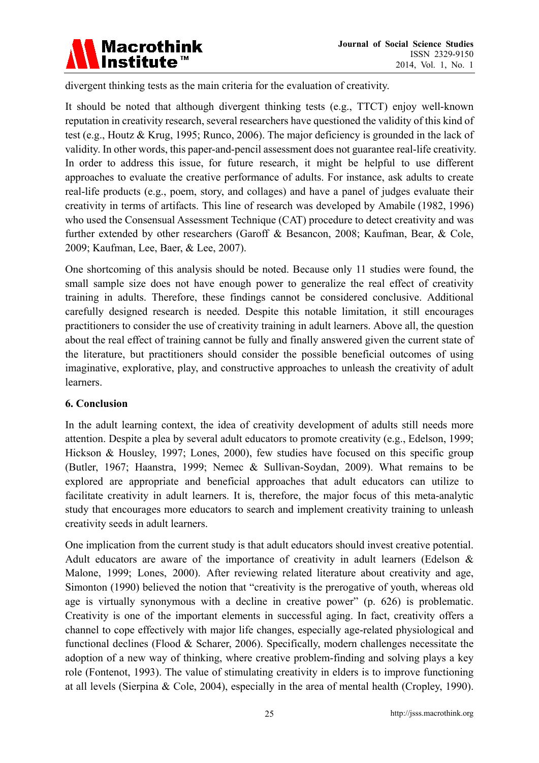divergent thinking tests as the main criteria for the evaluation of creativity.

It should be noted that although divergent thinking tests (e.g., TTCT) enjoy well-known reputation in creativity research, several researchers have questioned the validity of this kind of test (e.g., Houtz & Krug, 1995; Runco, 2006). The major deficiency is grounded in the lack of validity. In other words, this paper-and-pencil assessment does not guarantee real-life creativity. In order to address this issue, for future research, it might be helpful to use different approaches to evaluate the creative performance of adults. For instance, ask adults to create real-life products (e.g., poem, story, and collages) and have a panel of judges evaluate their creativity in terms of artifacts. This line of research was developed by Amabile (1982, 1996) who used the Consensual Assessment Technique (CAT) procedure to detect creativity and was further extended by other researchers (Garoff & Besancon, 2008; Kaufman, Bear, & Cole, 2009; Kaufman, Lee, Baer, & Lee, 2007).

One shortcoming of this analysis should be noted. Because only 11 studies were found, the small sample size does not have enough power to generalize the real effect of creativity training in adults. Therefore, these findings cannot be considered conclusive. Additional carefully designed research is needed. Despite this notable limitation, it still encourages practitioners to consider the use of creativity training in adult learners. Above all, the question about the real effect of training cannot be fully and finally answered given the current state of the literature, but practitioners should consider the possible beneficial outcomes of using imaginative, explorative, play, and constructive approaches to unleash the creativity of adult learners.

## 6. Conclusion

In the adult learning context, the idea of creativity development of adults still needs more attention. Despite a plea by several adult educators to promote creativity (e.g., Edelson, 1999; Hickson & Housley, 1997; Lones, 2000), few studies have focused on this specific group (Butler, 1967; Haanstra, 1999; Nemec & Sullivan-Soydan, 2009). What remains to be explored are appropriate and beneficial approaches that adult educators can utilize to facilitate creativity in adult learners. It is, therefore, the major focus of this meta-analytic study that encourages more educators to search and implement creativity training to unleash creativity seeds in adult learners.

One implication from the current study is that adult educators should invest creative potential. Adult educators are aware of the importance of creativity in adult learners (Edelson & Malone, 1999; Lones, 2000). After reviewing related literature about creativity and age, Simonton (1990) believed the notion that "creativity is the prerogative of youth, whereas old age is virtually synonymous with a decline in creative power" (p. 626) is problematic. Creativity is one of the important elements in successful aging. In fact, creativity offers a channel to cope effectively with major life changes, especially age-related physiological and functional declines (Flood & Scharer, 2006). Specifically, modern challenges necessitate the adoption of a new way of thinking, where creative problem-finding and solving plays a key role (Fontenot, 1993). The value of stimulating creativity in elders is to improve functioning at all levels (Sierpina & Cole, 2004), especially in the area of mental health (Cropley, 1990).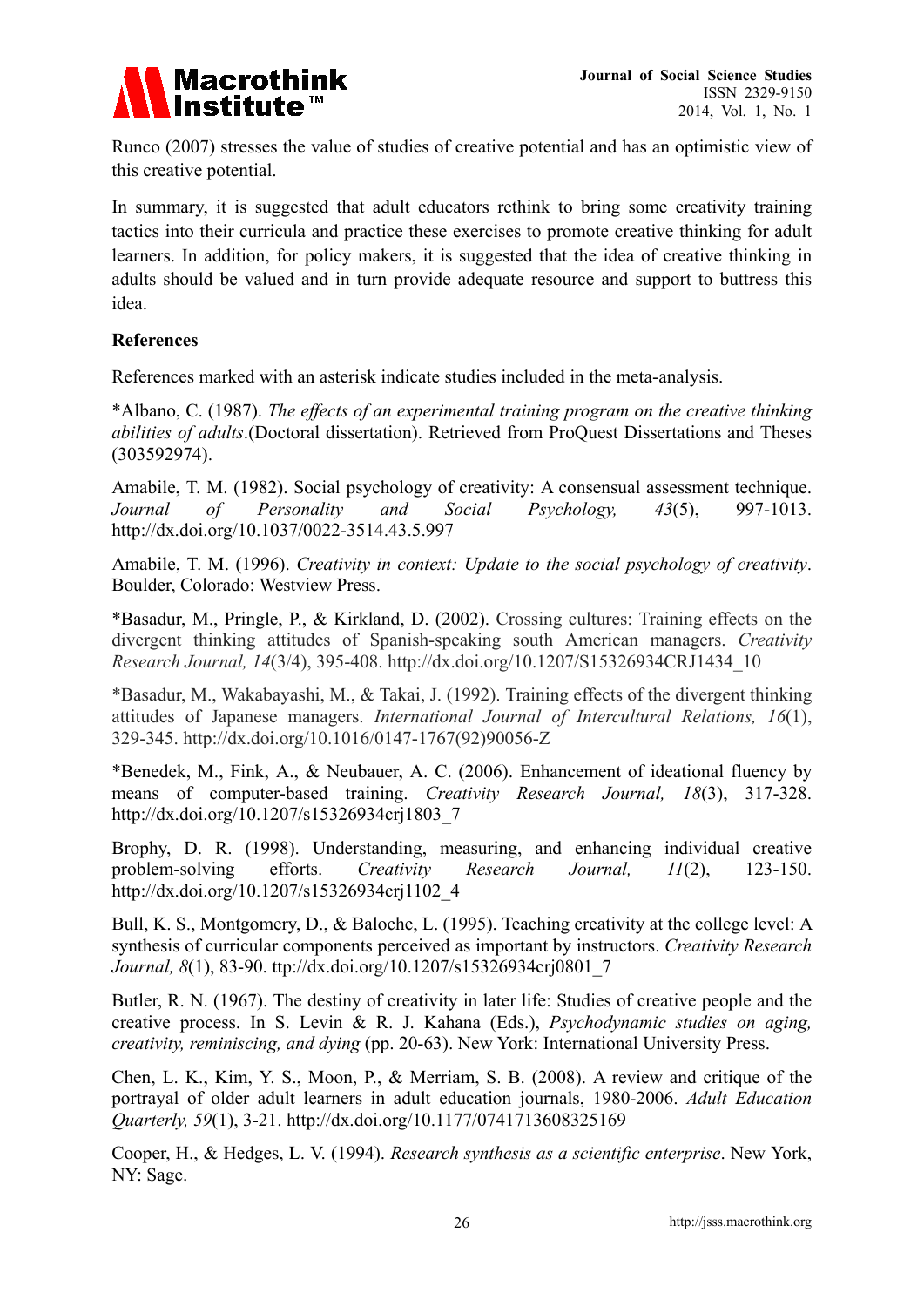Runco (2007) stresses the value of studies of creative potential and has an optimistic view of this creative potential.

In summary, it is suggested that adult educators rethink to bring some creativity training tactics into their curricula and practice these exercises to promote creative thinking for adult learners. In addition, for policy makers, it is suggested that the idea of creative thinking in adults should be valued and in turn provide adequate resource and support to buttress this idea.

## References

References marked with an asterisk indicate studies included in the meta-analysis.

*Albano, C. (1987). *The effects of an experimental training program on the creative thinking abilities of adults*.(Doctoral dissertation). Retrieved from ProQuest Dissertations and Theses (303592974).

Amabile, T. M. (1982). Social psychology of creativity: A consensual assessment technique. *Journal of Personality and Social Psychology, 43*(5), 997-1013. http://dx.doi.org/10.1037/0022-3514.43.5.997

Amabile, T. M. (1996). *Creativity in context: Update to the social psychology of creativity*. Boulder, Colorado: Westview Press.

*Basadur, M., Pringle, P., & Kirkland, D. (2002). Crossing cultures: Training effects on the divergent thinking attitudes of Spanish-speaking south American managers. *Creativity Research Journal, 14*(3/4), 395-408. http://dx.doi.org/10.1207/S15326934CRJ1434_10

*Basadur, M., Wakabayashi, M., & Takai, J. (1992). Training effects of the divergent thinking attitudes of Japanese managers. *International Journal of Intercultural Relations, 16*(1), 329-345. http://dx.doi.org/10.1016/0147-1767(92)90056-Z

*Benedek, M., Fink, A., & Neubauer, A. C. (2006). Enhancement of ideational fluency by means of computer-based training. *Creativity Research Journal, 18*(3), 317-328. http://dx.doi.org/10.1207/s15326934crj1803_7

Brophy, D. R. (1998). Understanding, measuring, and enhancing individual creative problem-solving efforts. *Creativity Research Journal, 11*(2), 123-150. http://dx.doi.org/10.1207/s15326934crj1102_4

Bull, K. S., Montgomery, D., & Baloche, L. (1995). Teaching creativity at the college level: A synthesis of curricular components perceived as important by instructors. *Creativity Research Journal, 8*(1), 83-90. ttp://dx.doi.org/10.1207/s15326934crj0801_7

Butler, R. N. (1967). The destiny of creativity in later life: Studies of creative people and the creative process. In S. Levin & R. J. Kahana (Eds.), *Psychodynamic studies on aging, creativity, reminiscing, and dying* (pp. 20-63). New York: International University Press.

Chen, L. K., Kim, Y. S., Moon, P., & Merriam, S. B. (2008). A review and critique of the portrayal of older adult learners in adult education journals, 1980-2006. *Adult Education Quarterly, 59*(1), 3-21. http://dx.doi.org/10.1177/0741713608325169

Cooper, H., & Hedges, L. V. (1994). *Research synthesis as a scientific enterprise*. New York, NY: Sage.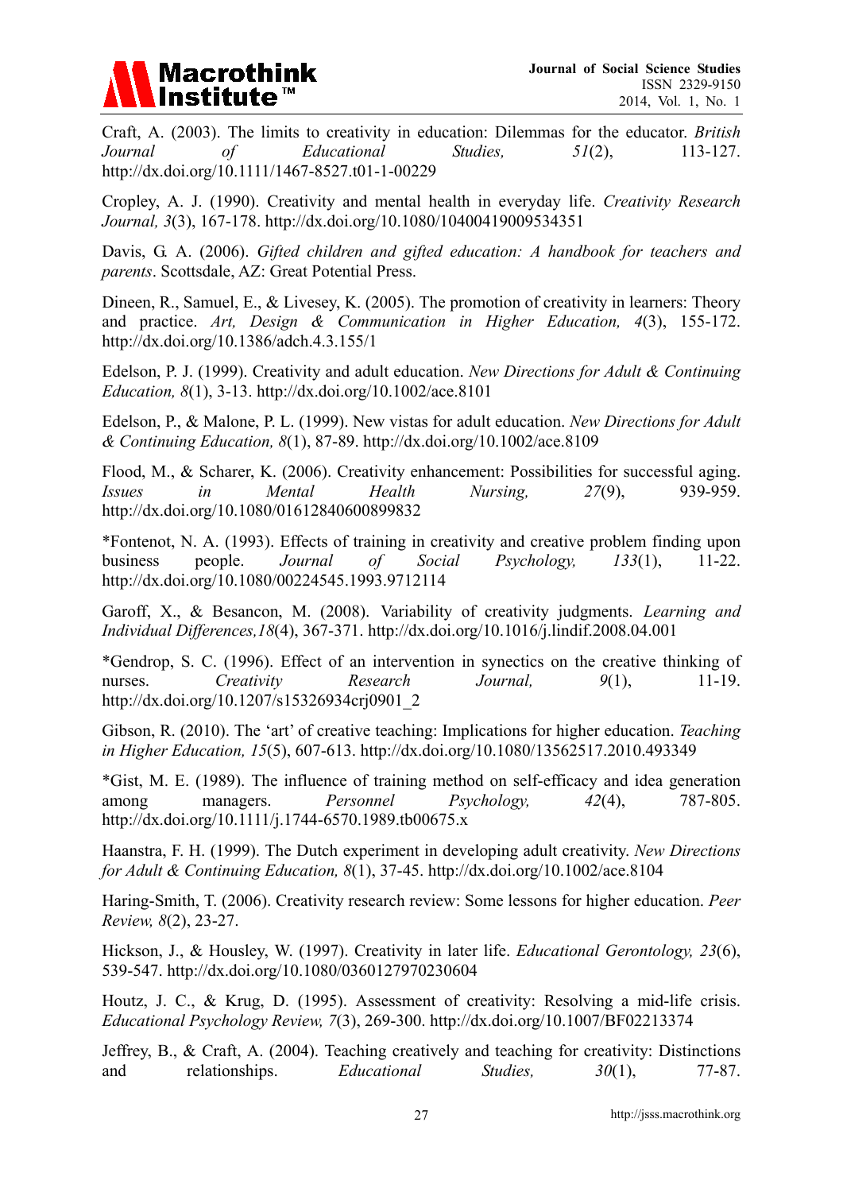Craft, A. (2003). The limits to creativity in education: Dilemmas for the educator. *British Journal of Educational Studies, 51*(2), 113-127. http://dx.doi.org/10.1111/1467-8527.t01-1-00229

Cropley, A. J. (1990). Creativity and mental health in everyday life. *Creativity Research Journal, 3*(3), 167-178. http://dx.doi.org/10.1080/10400419009534351

Davis, G. A. (2006). *Gifted children and gifted education: A handbook for teachers and parents*. Scottsdale, AZ: Great Potential Press.

Dineen, R., Samuel, E., & Livesey, K. (2005). The promotion of creativity in learners: Theory and practice. *Art, Design & Communication in Higher Education, 4*(3), 155-172. http://dx.doi.org/10.1386/adch.4.3.155/1

Edelson, P. J. (1999). Creativity and adult education. *New Directions for Adult & Continuing Education, 8*(1), 3-13. http://dx.doi.org/10.1002/ace.8101

Edelson, P., & Malone, P. L. (1999). New vistas for adult education. *New Directions for Adult & Continuing Education, 8*(1), 87-89. http://dx.doi.org/10.1002/ace.8109

Flood, M., & Scharer, K. (2006). Creativity enhancement: Possibilities for successful aging. *Issues in Mental Health Nursing, 27*(9), 939-959. http://dx.doi.org/10.1080/01612840600899832

*Fontenot, N. A. (1993). Effects of training in creativity and creative problem finding upon business people. *Journal of Social Psychology, 133*(1), 11-22. http://dx.doi.org/10.1080/00224545.1993.9712114

Garoff, X., & Besancon, M. (2008). Variability of creativity judgments. *Learning and Individual Differences,18*(4), 367-371. http://dx.doi.org/10.1016/j.lindif.2008.04.001

*Gendrop, S. C. (1996). Effect of an intervention in synectics on the creative thinking of nurses. *Creativity Research Journal, 9*(1), 11-19. http://dx.doi.org/10.1207/s15326934crj0901_2

Gibson, R. (2010). The 'art' of creative teaching: Implications for higher education. *Teaching in Higher Education, 15*(5), 607-613. http://dx.doi.org/10.1080/13562517.2010.493349

*Gist, M. E. (1989). The influence of training method on self-efficacy and idea generation among managers. *Personnel Psychology, 42*(4), 787-805. http://dx.doi.org/10.1111/j.1744-6570.1989.tb00675.x

Haanstra, F. H. (1999). The Dutch experiment in developing adult creativity. *New Directions for Adult & Continuing Education, 8*(1), 37-45. http://dx.doi.org/10.1002/ace.8104

Haring-Smith, T. (2006). Creativity research review: Some lessons for higher education. *Peer Review, 8*(2), 23-27.

Hickson, J., & Housley, W. (1997). Creativity in later life. *Educational Gerontology, 23*(6), 539-547. http://dx.doi.org/10.1080/0360127970230604

Houtz, J. C., & Krug, D. (1995). Assessment of creativity: Resolving a mid-life crisis. *Educational Psychology Review, 7*(3), 269-300. http://dx.doi.org/10.1007/BF02213374

Jeffrey, B., & Craft, A. (2004). Teaching creatively and teaching for creativity: Distinctions and relationships. *Educational Studies, 30*(1), 77-87.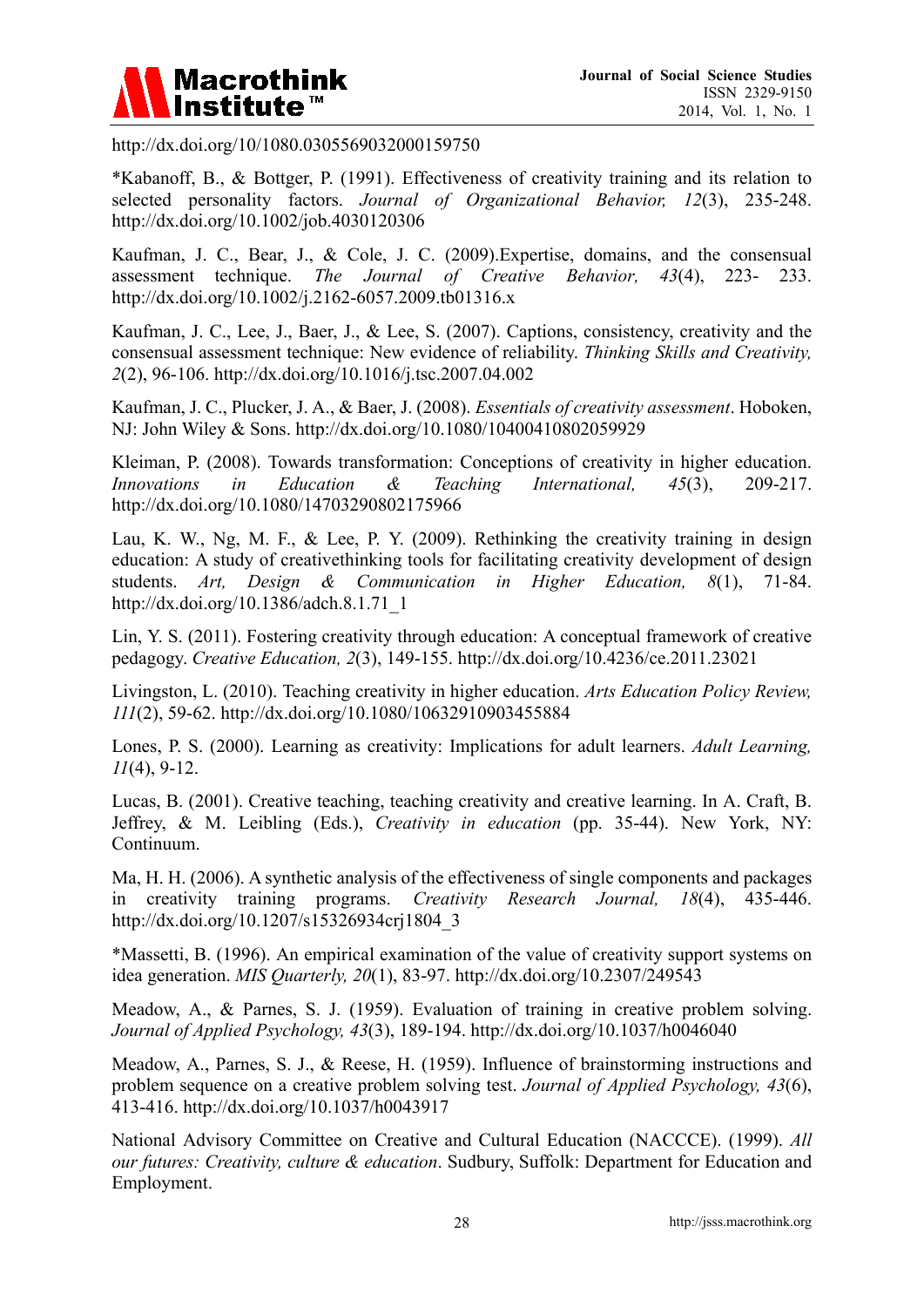http://dx.doi.org/10/1080.0305569032000159750

*Kabanoff, B., & Bottger, P. (1991). Effectiveness of creativity training and its relation to selected personality factors. *Journal of Organizational Behavior, 12*(3), 235-248. http://dx.doi.org/10.1002/job.4030120306

Kaufman, J. C., Bear, J., & Cole, J. C. (2009).Expertise, domains, and the consensual assessment technique. *The Journal of Creative Behavior, 43*(4), 223- 233. http://dx.doi.org/10.1002/j.2162-6057.2009.tb01316.x

Kaufman, J. C., Lee, J., Baer, J., & Lee, S. (2007). Captions, consistency, creativity and the consensual assessment technique: New evidence of reliability. *Thinking Skills and Creativity, 2*(2), 96-106. http://dx.doi.org/10.1016/j.tsc.2007.04.002

Kaufman, J. C., Plucker, J. A., & Baer, J. (2008). *Essentials of creativity assessment*. Hoboken, NJ: John Wiley & Sons. http://dx.doi.org/10.1080/10400410802059929

Kleiman, P. (2008). Towards transformation: Conceptions of creativity in higher education. *Innovations in Education & Teaching International, 45*(3), 209-217. http://dx.doi.org/10.1080/14703290802175966

Lau, K. W., Ng, M. F., & Lee, P. Y. (2009). Rethinking the creativity training in design education: A study of creativethinking tools for facilitating creativity development of design students. *Art, Design & Communication in Higher Education, 8*(1), 71-84. http://dx.doi.org/10.1386/adch.8.1.71_1

Lin, Y. S. (2011). Fostering creativity through education: A conceptual framework of creative pedagogy. *Creative Education, 2*(3), 149-155. http://dx.doi.org/10.4236/ce.2011.23021

Livingston, L. (2010). Teaching creativity in higher education. *Arts Education Policy Review, 111*(2), 59-62. http://dx.doi.org/10.1080/10632910903455884

Lones, P. S. (2000). Learning as creativity: Implications for adult learners. *Adult Learning, 11*(4), 9-12.

Lucas, B. (2001). Creative teaching, teaching creativity and creative learning. In A. Craft, B. Jeffrey, & M. Leibling (Eds.), *Creativity in education* (pp. 35-44). New York, NY: Continuum.

Ma, H. H. (2006). A synthetic analysis of the effectiveness of single components and packages in creativity training programs. *Creativity Research Journal, 18*(4), 435-446. http://dx.doi.org/10.1207/s15326934crj1804_3

*Massetti, B. (1996). An empirical examination of the value of creativity support systems on idea generation. *MIS Quarterly, 20*(1), 83-97. http://dx.doi.org/10.2307/249543

Meadow, A., & Parnes, S. J. (1959). Evaluation of training in creative problem solving. *Journal of Applied Psychology, 43*(3), 189-194. http://dx.doi.org/10.1037/h0046040

Meadow, A., Parnes, S. J., & Reese, H. (1959). Influence of brainstorming instructions and problem sequence on a creative problem solving test. *Journal of Applied Psychology, 43*(6), 413-416. http://dx.doi.org/10.1037/h0043917

National Advisory Committee on Creative and Cultural Education (NACCCE). (1999). *All our futures: Creativity, culture & education*. Sudbury, Suffolk: Department for Education and Employment.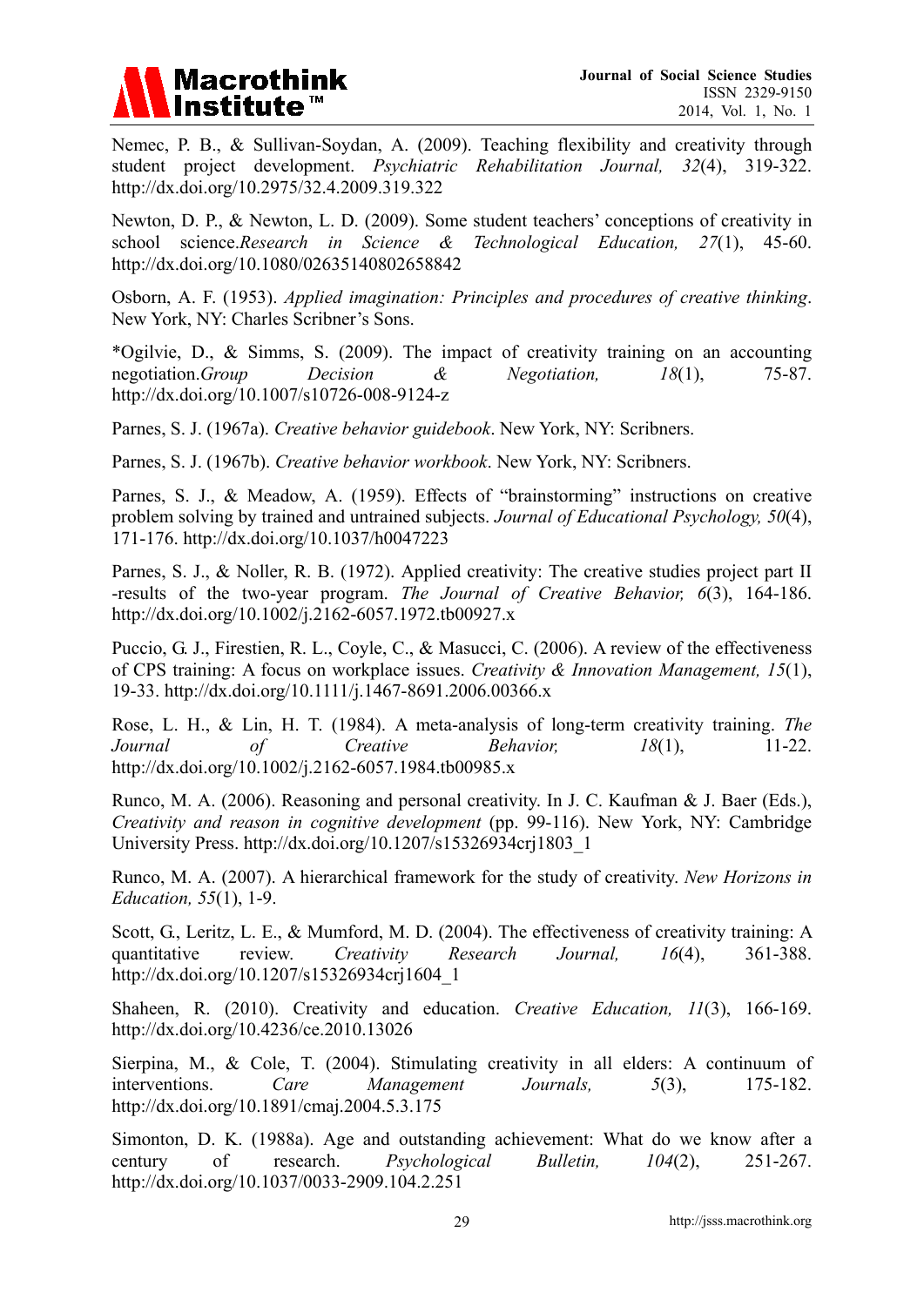Nemec, P. B., & Sullivan-Soydan, A. (2009). Teaching flexibility and creativity through student project development. *Psychiatric Rehabilitation Journal, 32*(4), 319-322. http://dx.doi.org/10.2975/32.4.2009.319.322

Newton, D. P., & Newton, L. D. (2009). Some student teachers' conceptions of creativity in school science.*Research in Science & Technological Education, 27*(1), 45-60. http://dx.doi.org/10.1080/02635140802658842

Osborn, A. F. (1953). *Applied imagination: Principles and procedures of creative thinking*. New York, NY: Charles Scribner's Sons.

*Ogilvie, D., & Simms, S. (2009). The impact of creativity training on an accounting negotiation.*Group Decision & Negotiation, 18*(1), 75-87. http://dx.doi.org/10.1007/s10726-008-9124-z

Parnes, S. J. (1967a). *Creative behavior guidebook*. New York, NY: Scribners.

Parnes, S. J. (1967b). *Creative behavior workbook*. New York, NY: Scribners.

Parnes, S. J., & Meadow, A. (1959). Effects of "brainstorming" instructions on creative problem solving by trained and untrained subjects. *Journal of Educational Psychology, 50*(4), 171-176. http://dx.doi.org/10.1037/h0047223

Parnes, S. J., & Noller, R. B. (1972). Applied creativity: The creative studies project part II -results of the two-year program. *The Journal of Creative Behavior, 6*(3), 164-186. http://dx.doi.org/10.1002/j.2162-6057.1972.tb00927.x

Puccio, G. J., Firestien, R. L., Coyle, C., & Masucci, C. (2006). A review of the effectiveness of CPS training: A focus on workplace issues. *Creativity & Innovation Management, 15*(1), 19-33. http://dx.doi.org/10.1111/j.1467-8691.2006.00366.x

Rose, L. H., & Lin, H. T. (1984). A meta-analysis of long-term creativity training. *The Journal of Creative Behavior, 18*(1), 11-22. http://dx.doi.org/10.1002/j.2162-6057.1984.tb00985.x

Runco, M. A. (2006). Reasoning and personal creativity. In J. C. Kaufman & J. Baer (Eds.), *Creativity and reason in cognitive development* (pp. 99-116). New York, NY: Cambridge University Press. http://dx.doi.org/10.1207/s15326934crj1803_1

Runco, M. A. (2007). A hierarchical framework for the study of creativity. *New Horizons in Education, 55*(1), 1-9.

Scott, G., Leritz, L. E., & Mumford, M. D. (2004). The effectiveness of creativity training: A quantitative review. *Creativity Research Journal, 16*(4), 361-388. http://dx.doi.org/10.1207/s15326934crj1604_1

Shaheen, R. (2010). Creativity and education. *Creative Education, 11*(3), 166-169. http://dx.doi.org/10.4236/ce.2010.13026

Sierpina, M., & Cole, T. (2004). Stimulating creativity in all elders: A continuum of interventions. *Care Management Journals, 5*(3), 175-182. http://dx.doi.org/10.1891/cmaj.2004.5.3.175

Simonton, D. K. (1988a). Age and outstanding achievement: What do we know after a century of research. *Psychological Bulletin, 104*(2), 251-267. http://dx.doi.org/10.1037/0033-2909.104.2.251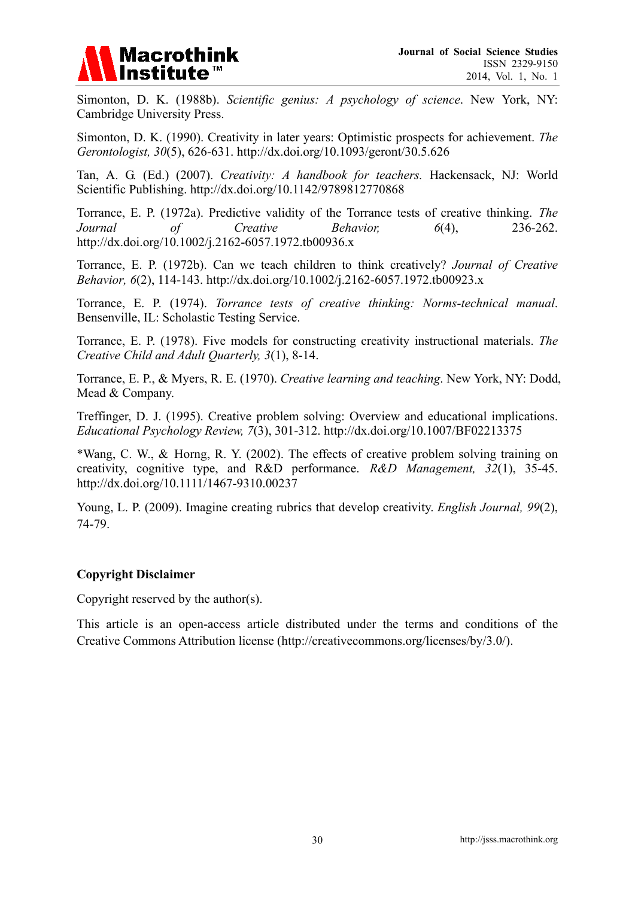Simonton, D. K. (1988b). *Scientific genius: A psychology of science*. New York, NY: Cambridge University Press.

Simonton, D. K. (1990). Creativity in later years: Optimistic prospects for achievement. *The Gerontologist, 30*(5), 626-631. http://dx.doi.org/10.1093/geront/30.5.626

Tan, A. G. (Ed.) (2007). *Creativity: A handbook for teachers.* Hackensack, NJ: World Scientific Publishing. http://dx.doi.org/10.1142/9789812770868

Torrance, E. P. (1972a). Predictive validity of the Torrance tests of creative thinking. *The Journal of Creative Behavior, 6*(4), 236-262. http://dx.doi.org/10.1002/j.2162-6057.1972.tb00936.x

Torrance, E. P. (1972b). Can we teach children to think creatively? *Journal of Creative Behavior, 6*(2), 114-143. http://dx.doi.org/10.1002/j.2162-6057.1972.tb00923.x

Torrance, E. P. (1974). *Torrance tests of creative thinking: Norms-technical manual*. Bensenville, IL: Scholastic Testing Service.

Torrance, E. P. (1978). Five models for constructing creativity instructional materials. *The Creative Child and Adult Quarterly, 3*(1), 8-14.

Torrance, E. P., & Myers, R. E. (1970). *Creative learning and teaching*. New York, NY: Dodd, Mead & Company.

Treffinger, D. J. (1995). Creative problem solving: Overview and educational implications. *Educational Psychology Review, 7*(3), 301-312. http://dx.doi.org/10.1007/BF02213375

*Wang, C. W., & Horng, R. Y. (2002). The effects of creative problem solving training on creativity, cognitive type, and R&D performance. *R&D Management, 32*(1), 35-45. http://dx.doi.org/10.1111/1467-9310.00237

Young, L. P. (2009). Imagine creating rubrics that develop creativity. *English Journal, 99*(2), 74-79.

**Copyright Disclaimer**

Copyright reserved by the author(s).

This article is an open-access article distributed under the terms and conditions of the Creative Commons Attribution license (http://creativecommons.org/licenses/by/3.0/).